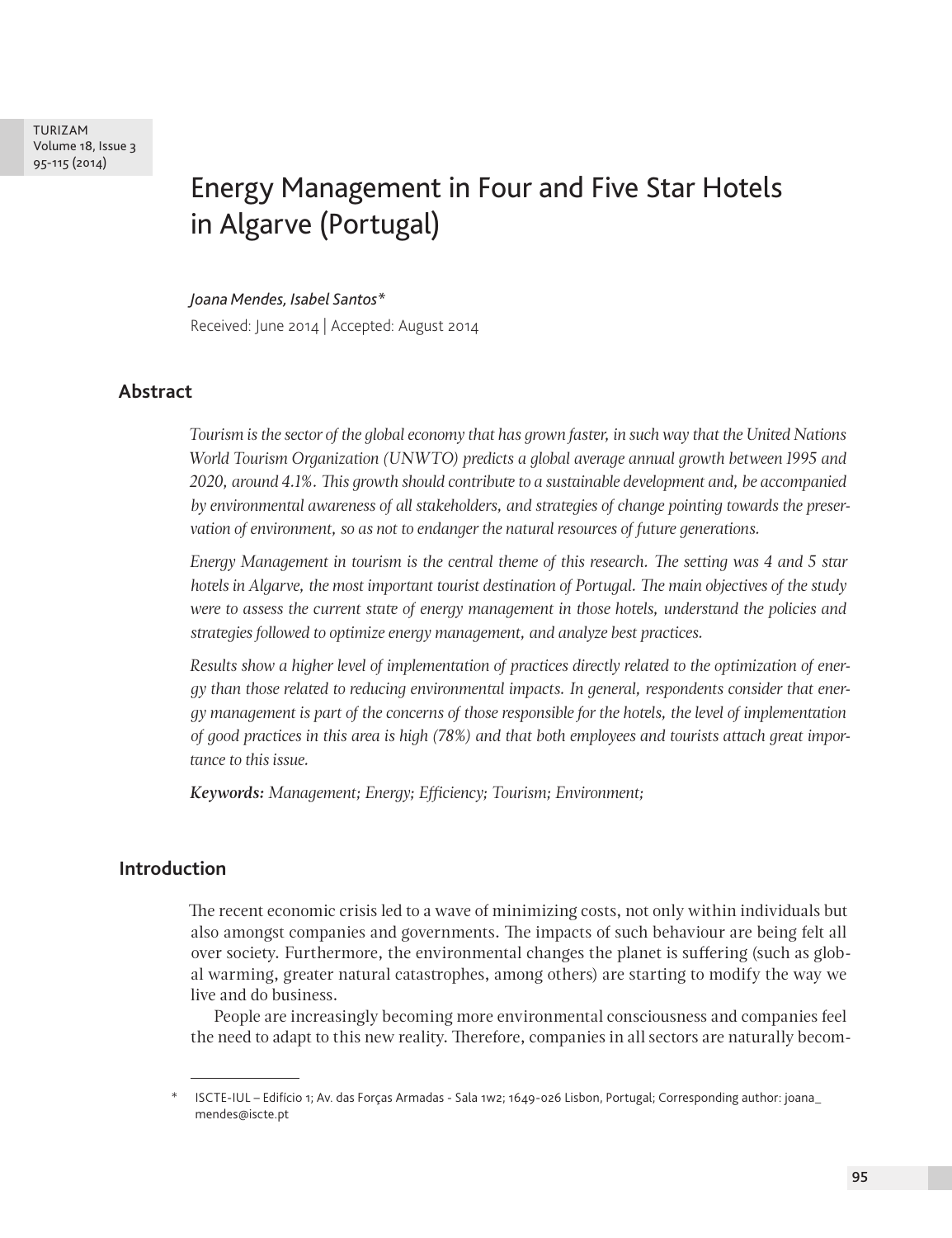# Energy Management in Four and Five Star Hotels in Algarve (Portugal)

*Joana Mendes, Isabel Santos**

Received: June 2014 | Accepted: August 2014

## Abstract

*Tourism is the sector of the global economy that has grown faster, in such way that the United Nations World Tourism Organization (UNWTO) predicts a global average annual growth between 1995 and 2020, around 4.1%. This growth should contribute to a sustainable development and, be accompanied by environmental awareness of all stakeholders, and strategies of change pointing towards the preservation of environment, so as not to endanger the natural resources of future generations.*

*Energy Management in tourism is the central theme of this research. The setting was 4 and 5 star hotels in Algarve, the most important tourist destination of Portugal. The main objectives of the study were to assess the current state of energy management in those hotels, understand the policies and strategies followed to optimize energy management, and analyze best practices.*

*Results show a higher level of implementation of practices directly related to the optimization of energy than those related to reducing environmental impacts. In general, respondents consider that energy management is part of the concerns of those responsible for the hotels, the level of implementation of good practices in this area is high (78%) and that both employees and tourists attach great importance to this issue.*

***Keywords:** Management; Energy; Efficiency; Tourism; Environment;*

## Introduction

The recent economic crisis led to a wave of minimizing costs, not only within individuals but also amongst companies and governments. The impacts of such behaviour are being felt all over society. Furthermore, the environmental changes the planet is suffering (such as global warming, greater natural catastrophes, among others) are starting to modify the way we live and do business.

People are increasingly becoming more environmental consciousness and companies feel the need to adapt to this new reality. Therefore, companies in all sectors are naturally becom-

\* ISCTE-IUL – Edifício 1; Av. das Forças Armadas - Sala 1w2; 1649-026 Lisbon, Portugal; Corresponding author: joana_mendes@iscte.pt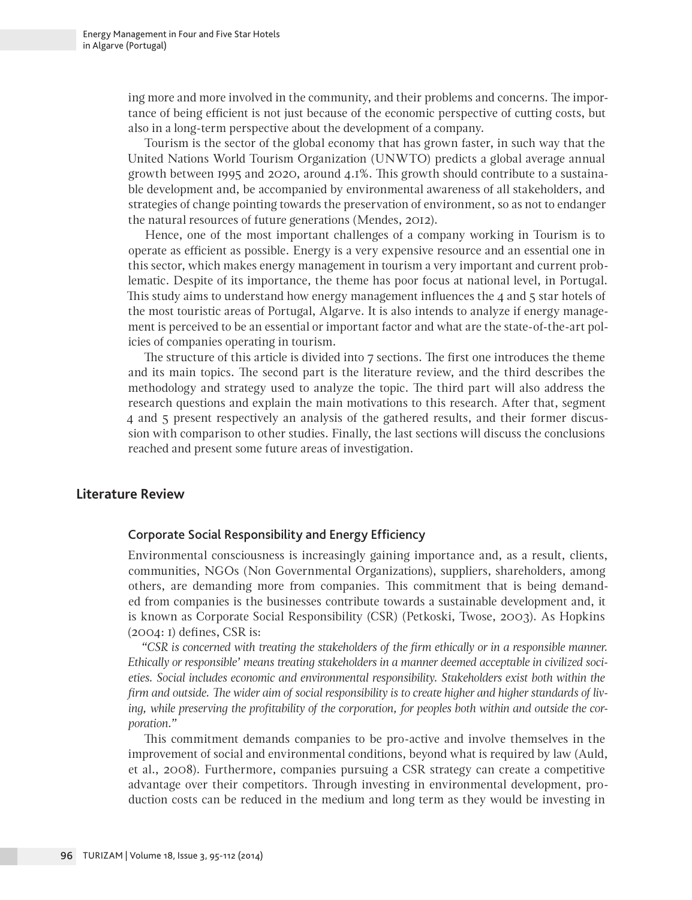ing more and more involved in the community, and their problems and concerns. The importance of being efficient is not just because of the economic perspective of cutting costs, but also in a long-term perspective about the development of a company.

Tourism is the sector of the global economy that has grown faster, in such way that the United Nations World Tourism Organization (UNWTO) predicts a global average annual growth between 1995 and 2020, around 4.1%. This growth should contribute to a sustainable development and, be accompanied by environmental awareness of all stakeholders, and strategies of change pointing towards the preservation of environment, so as not to endanger the natural resources of future generations (Mendes, 2012).

Hence, one of the most important challenges of a company working in Tourism is to operate as efficient as possible. Energy is a very expensive resource and an essential one in this sector, which makes energy management in tourism a very important and current problematic. Despite of its importance, the theme has poor focus at national level, in Portugal. This study aims to understand how energy management influences the 4 and 5 star hotels of the most touristic areas of Portugal, Algarve. It is also intends to analyze if energy management is perceived to be an essential or important factor and what are the state-of-the-art policies of companies operating in tourism.

The structure of this article is divided into 7 sections. The first one introduces the theme and its main topics. The second part is the literature review, and the third describes the methodology and strategy used to analyze the topic. The third part will also address the research questions and explain the main motivations to this research. After that, segment 4 and 5 present respectively an analysis of the gathered results, and their former discussion with comparison to other studies. Finally, the last sections will discuss the conclusions reached and present some future areas of investigation.

## Literature Review

### Corporate Social Responsibility and Energy Efficiency

Environmental consciousness is increasingly gaining importance and, as a result, clients, communities, NGOs (Non Governmental Organizations), suppliers, shareholders, among others, are demanding more from companies. This commitment that is being demanded from companies is the businesses contribute towards a sustainable development and, it is known as Corporate Social Responsibility (CSR) (Petkoski, Twose, 2003). As Hopkins (2004: 1) defines, CSR is:

*"CSR is concerned with treating the stakeholders of the firm ethically or in a responsible manner. Ethically or responsible' means treating stakeholders in a manner deemed acceptable in civilized societies. Social includes economic and environmental responsibility. Stakeholders exist both within the firm and outside. The wider aim of social responsibility is to create higher and higher standards of living, while preserving the profitability of the corporation, for peoples both within and outside the corporation."*

This commitment demands companies to be pro-active and involve themselves in the improvement of social and environmental conditions, beyond what is required by law (Auld, et al., 2008). Furthermore, companies pursuing a CSR strategy can create a competitive advantage over their competitors. Through investing in environmental development, production costs can be reduced in the medium and long term as they would be investing in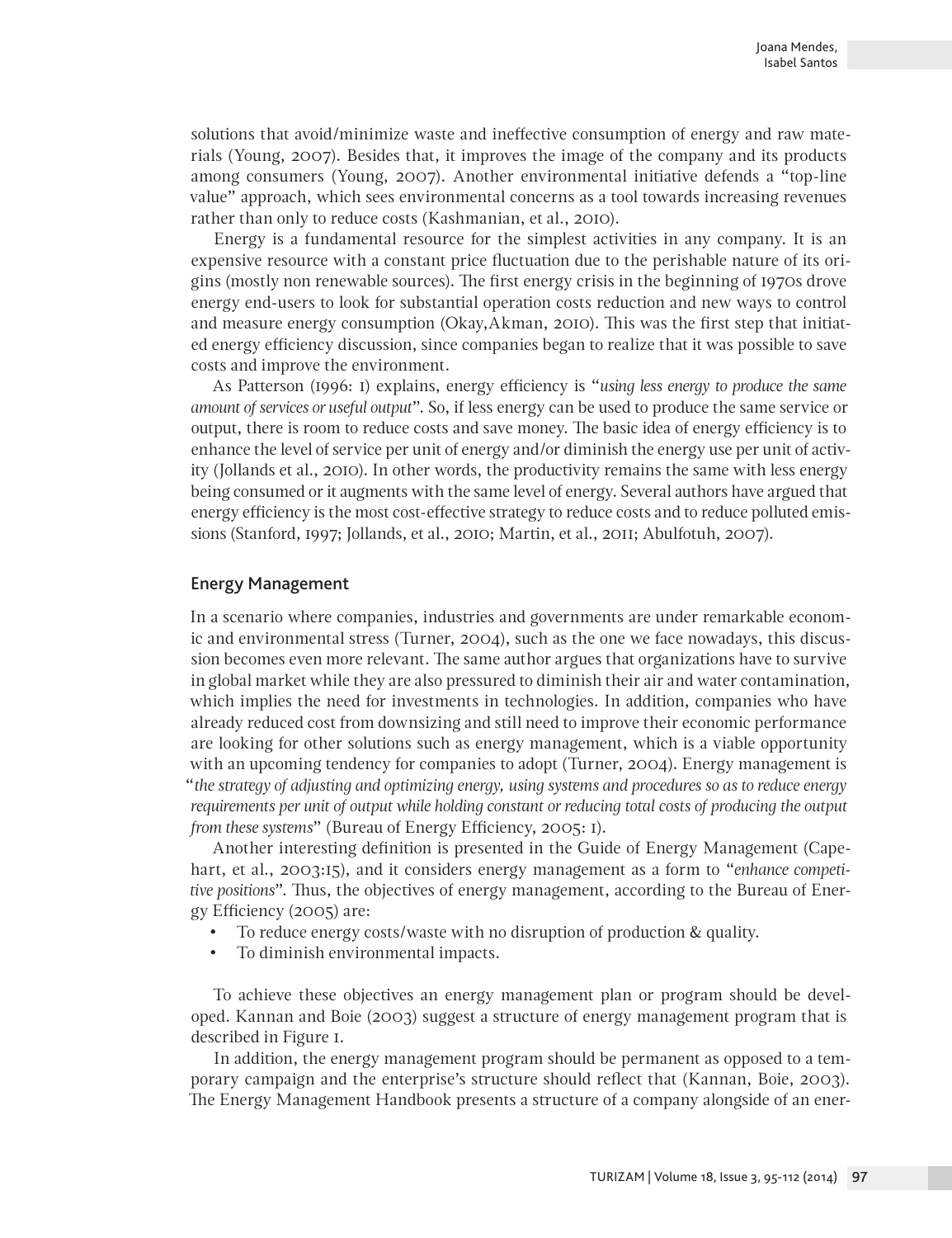solutions that avoid/minimize waste and ineffective consumption of energy and raw materials (Young, 2007). Besides that, it improves the image of the company and its products among consumers (Young, 2007). Another environmental initiative defends a "top-line value" approach, which sees environmental concerns as a tool towards increasing revenues rather than only to reduce costs (Kashmanian, et al., 2010).

Energy is a fundamental resource for the simplest activities in any company. It is an expensive resource with a constant price fluctuation due to the perishable nature of its origins (mostly non renewable sources). The first energy crisis in the beginning of 1970s drove energy end-users to look for substantial operation costs reduction and new ways to control and measure energy consumption (Okay,Akman, 2010). This was the first step that initiated energy efficiency discussion, since companies began to realize that it was possible to save costs and improve the environment.

As Patterson (1996: 1) explains, energy efficiency is "*using less energy to produce the same amount of services or useful output*". So, if less energy can be used to produce the same service or output, there is room to reduce costs and save money. The basic idea of energy efficiency is to enhance the level of service per unit of energy and/or diminish the energy use per unit of activity (Jollands et al., 2010). In other words, the productivity remains the same with less energy being consumed or it augments with the same level of energy. Several authors have argued that energy efficiency is the most cost-effective strategy to reduce costs and to reduce polluted emissions (Stanford, 1997; Jollands, et al., 2010; Martin, et al., 2011; Abulfotuh, 2007).

## Energy Management

In a scenario where companies, industries and governments are under remarkable economic and environmental stress (Turner, 2004), such as the one we face nowadays, this discussion becomes even more relevant. The same author argues that organizations have to survive in global market while they are also pressured to diminish their air and water contamination, which implies the need for investments in technologies. In addition, companies who have already reduced cost from downsizing and still need to improve their economic performance are looking for other solutions such as energy management, which is a viable opportunity with an upcoming tendency for companies to adopt (Turner, 2004). Energy management is "*the strategy of adjusting and optimizing energy, using systems and procedures so as to reduce energy requirements per unit of output while holding constant or reducing total costs of producing the output from these systems*" (Bureau of Energy Efficiency, 2005: 1).

Another interesting definition is presented in the Guide of Energy Management (Capehart, et al., 2003:15), and it considers energy management as a form to "*enhance competitive positions*". Thus, the objectives of energy management, according to the Bureau of Energy Efficiency (2005) are:

- To reduce energy costs/waste with no disruption of production & quality.
- To diminish environmental impacts.

To achieve these objectives an energy management plan or program should be developed. Kannan and Boie (2003) suggest a structure of energy management program that is described in Figure 1.

In addition, the energy management program should be permanent as opposed to a temporary campaign and the enterprise's structure should reflect that (Kannan, Boie, 2003). The Energy Management Handbook presents a structure of a company alongside of an ener-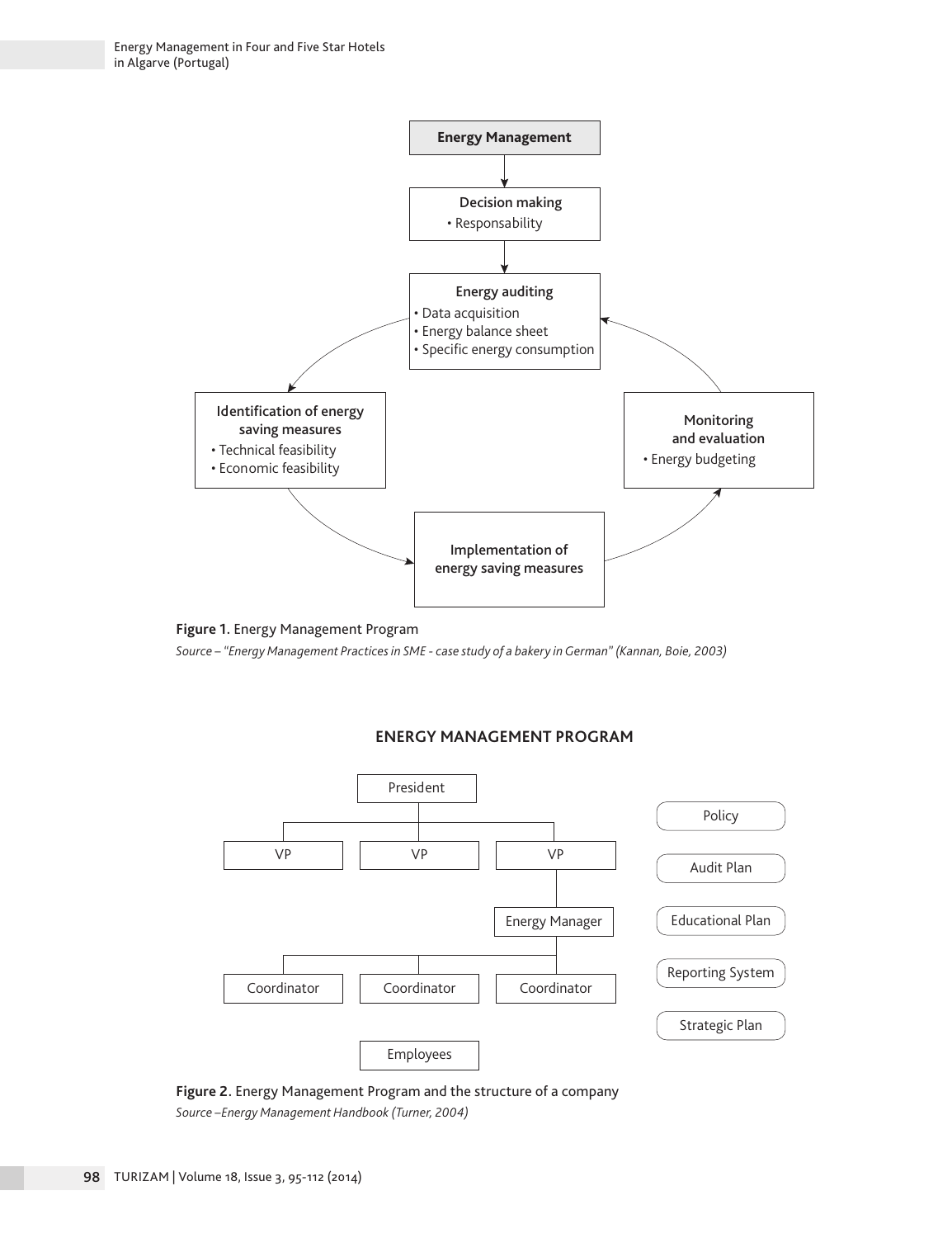Energy Management

Decision making
- Responsability

Energy auditing
- Data acquisition
- Energy balance sheet
- Specific energy consumption

Identification of energy saving measures
- Technical feasibility
- Economic feasibility

Implementation of energy saving measures

Monitoring and evaluation
- Energy budgeting

**Figure 1.** Energy Management Program

*Source – "Energy Management Practices in SME - case study of a bakery in German" (Kannan, Boie, 2003)*

ENERGY MANAGEMENT PROGRAM

President

VP VP VP

Energy Manager

Coordinator Coordinator Coordinator

Employees

Policy

Audit Plan

Educational Plan

Reporting System

Strategic Plan

**Figure 2.** Energy Management Program and the structure of a company

*Source –Energy Management Handbook (Turner, 2004)*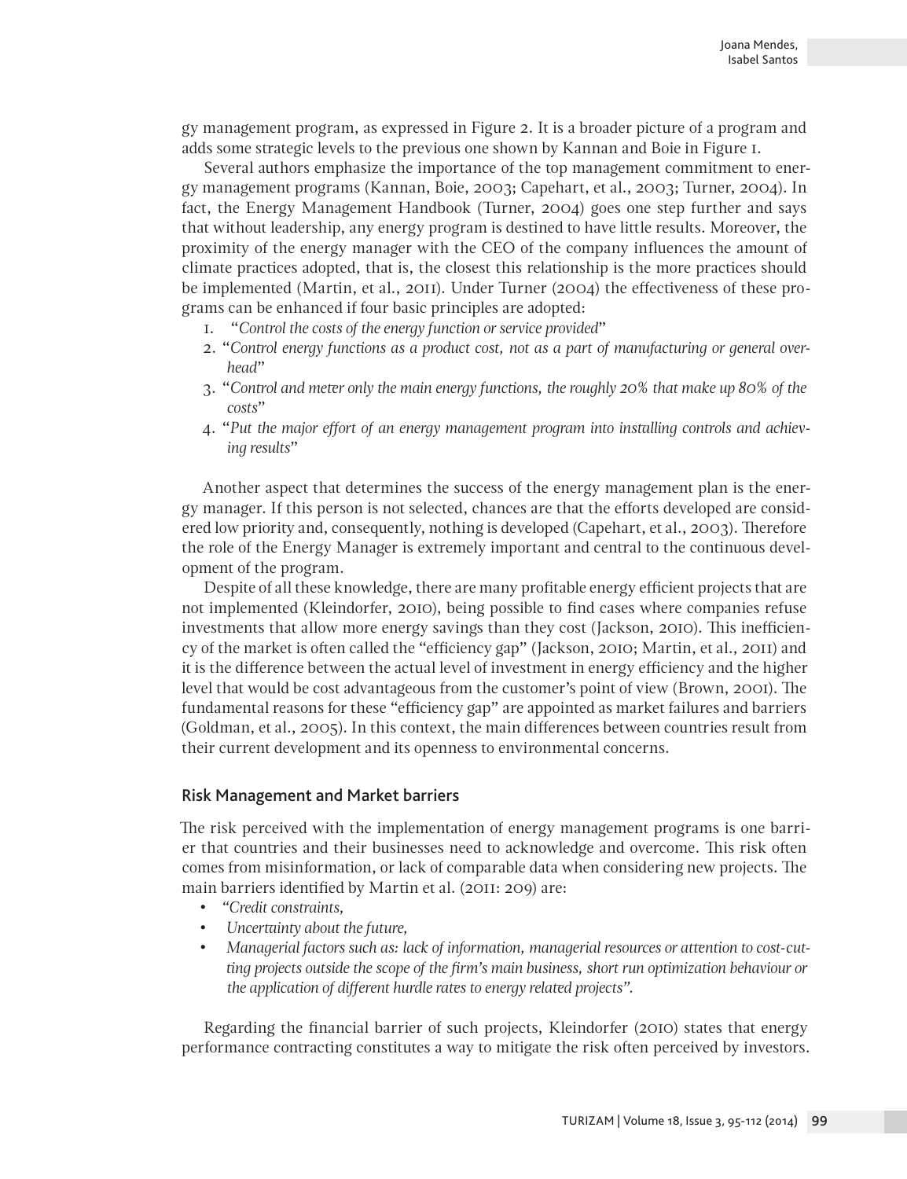gy management program, as expressed in Figure 2. It is a broader picture of a program and adds some strategic levels to the previous one shown by Kannan and Boie in Figure 1.

Several authors emphasize the importance of the top management commitment to energy management programs (Kannan, Boie, 2003; Capehart, et al., 2003; Turner, 2004). In fact, the Energy Management Handbook (Turner, 2004) goes one step further and says that without leadership, any energy program is destined to have little results. Moreover, the proximity of the energy manager with the CEO of the company influences the amount of climate practices adopted, that is, the closest this relationship is the more practices should be implemented (Martin, et al., 2011). Under Turner (2004) the effectiveness of these programs can be enhanced if four basic principles are adopted:

1. "*Control the costs of the energy function or service provided*"
2. "*Control energy functions as a product cost, not as a part of manufacturing or general overhead*"
3. "*Control and meter only the main energy functions, the roughly 20% that make up 80% of the costs*"
4. "*Put the major effort of an energy management program into installing controls and achieving results*"

Another aspect that determines the success of the energy management plan is the energy manager. If this person is not selected, chances are that the efforts developed are considered low priority and, consequently, nothing is developed (Capehart, et al., 2003). Therefore the role of the Energy Manager is extremely important and central to the continuous development of the program.

Despite of all these knowledge, there are many profitable energy efficient projects that are not implemented (Kleindorfer, 2010), being possible to find cases where companies refuse investments that allow more energy savings than they cost (Jackson, 2010). This inefficiency of the market is often called the "efficiency gap" (Jackson, 2010; Martin, et al., 2011) and it is the difference between the actual level of investment in energy efficiency and the higher level that would be cost advantageous from the customer's point of view (Brown, 2001). The fundamental reasons for these "efficiency gap" are appointed as market failures and barriers (Goldman, et al., 2005). In this context, the main differences between countries result from their current development and its openness to environmental concerns.

## Risk Management and Market barriers

The risk perceived with the implementation of energy management programs is one barrier that countries and their businesses need to acknowledge and overcome. This risk often comes from misinformation, or lack of comparable data when considering new projects. The main barriers identified by Martin et al. (2011: 209) are:

- *"Credit constraints,*
- *Uncertainty about the future,*
- *Managerial factors such as: lack of information, managerial resources or attention to cost-cutting projects outside the scope of the firm's main business, short run optimization behaviour or the application of different hurdle rates to energy related projects".*

Regarding the financial barrier of such projects, Kleindorfer (2010) states that energy performance contracting constitutes a way to mitigate the risk often perceived by investors.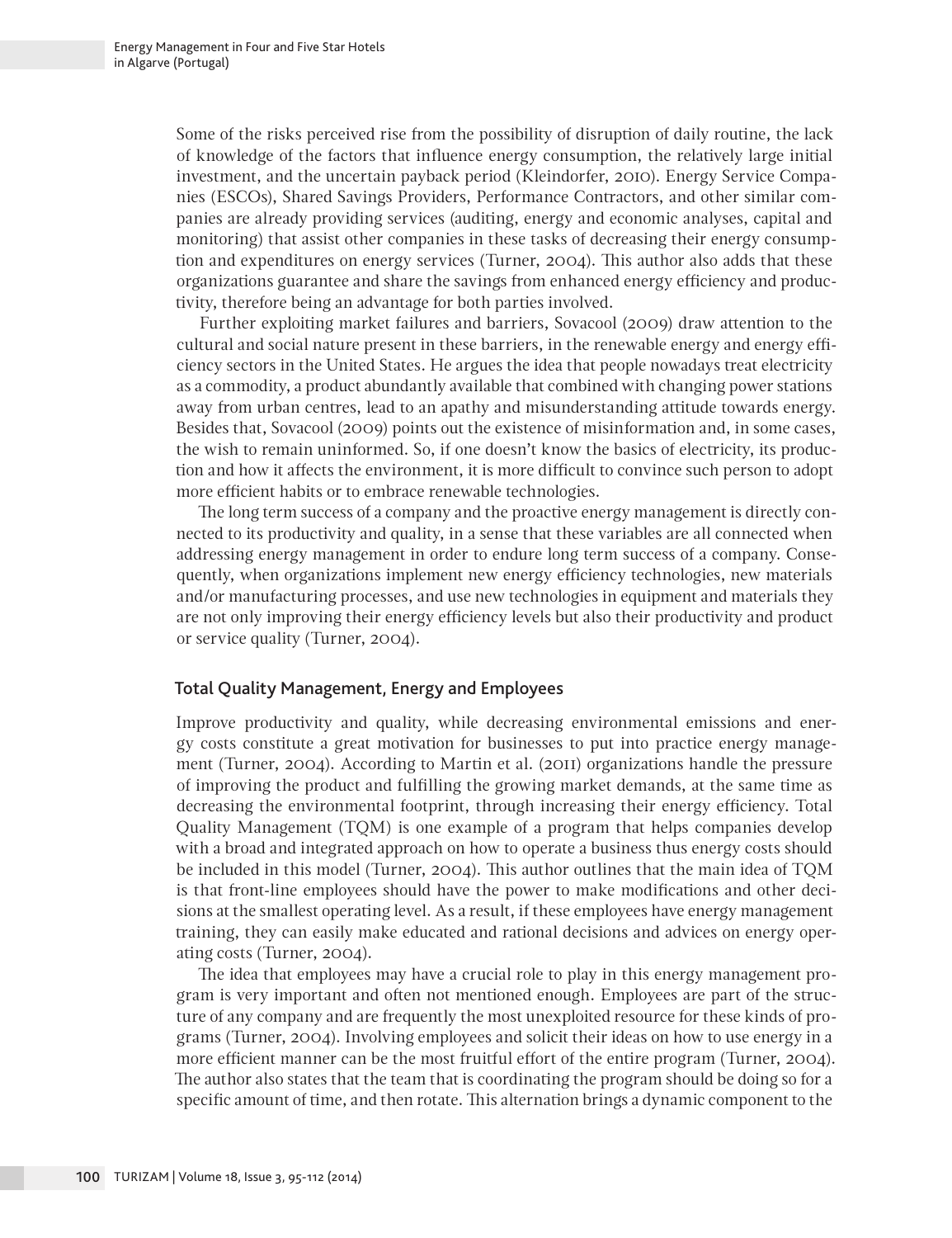Some of the risks perceived rise from the possibility of disruption of daily routine, the lack of knowledge of the factors that influence energy consumption, the relatively large initial investment, and the uncertain payback period (Kleindorfer, 2010). Energy Service Companies (ESCOs), Shared Savings Providers, Performance Contractors, and other similar companies are already providing services (auditing, energy and economic analyses, capital and monitoring) that assist other companies in these tasks of decreasing their energy consumption and expenditures on energy services (Turner, 2004). This author also adds that these organizations guarantee and share the savings from enhanced energy efficiency and productivity, therefore being an advantage for both parties involved.

Further exploiting market failures and barriers, Sovacool (2009) draw attention to the cultural and social nature present in these barriers, in the renewable energy and energy efficiency sectors in the United States. He argues the idea that people nowadays treat electricity as a commodity, a product abundantly available that combined with changing power stations away from urban centres, lead to an apathy and misunderstanding attitude towards energy. Besides that, Sovacool (2009) points out the existence of misinformation and, in some cases, the wish to remain uninformed. So, if one doesn't know the basics of electricity, its production and how it affects the environment, it is more difficult to convince such person to adopt more efficient habits or to embrace renewable technologies.

The long term success of a company and the proactive energy management is directly connected to its productivity and quality, in a sense that these variables are all connected when addressing energy management in order to endure long term success of a company. Consequently, when organizations implement new energy efficiency technologies, new materials and/or manufacturing processes, and use new technologies in equipment and materials they are not only improving their energy efficiency levels but also their productivity and product or service quality (Turner, 2004).

## Total Quality Management, Energy and Employees

Improve productivity and quality, while decreasing environmental emissions and energy costs constitute a great motivation for businesses to put into practice energy management (Turner, 2004). According to Martin et al. (2011) organizations handle the pressure of improving the product and fulfilling the growing market demands, at the same time as decreasing the environmental footprint, through increasing their energy efficiency. Total Quality Management (TQM) is one example of a program that helps companies develop with a broad and integrated approach on how to operate a business thus energy costs should be included in this model (Turner, 2004). This author outlines that the main idea of TQM is that front-line employees should have the power to make modifications and other decisions at the smallest operating level. As a result, if these employees have energy management training, they can easily make educated and rational decisions and advices on energy operating costs (Turner, 2004).

The idea that employees may have a crucial role to play in this energy management program is very important and often not mentioned enough. Employees are part of the structure of any company and are frequently the most unexploited resource for these kinds of programs (Turner, 2004). Involving employees and solicit their ideas on how to use energy in a more efficient manner can be the most fruitful effort of the entire program (Turner, 2004). The author also states that the team that is coordinating the program should be doing so for a specific amount of time, and then rotate. This alternation brings a dynamic component to the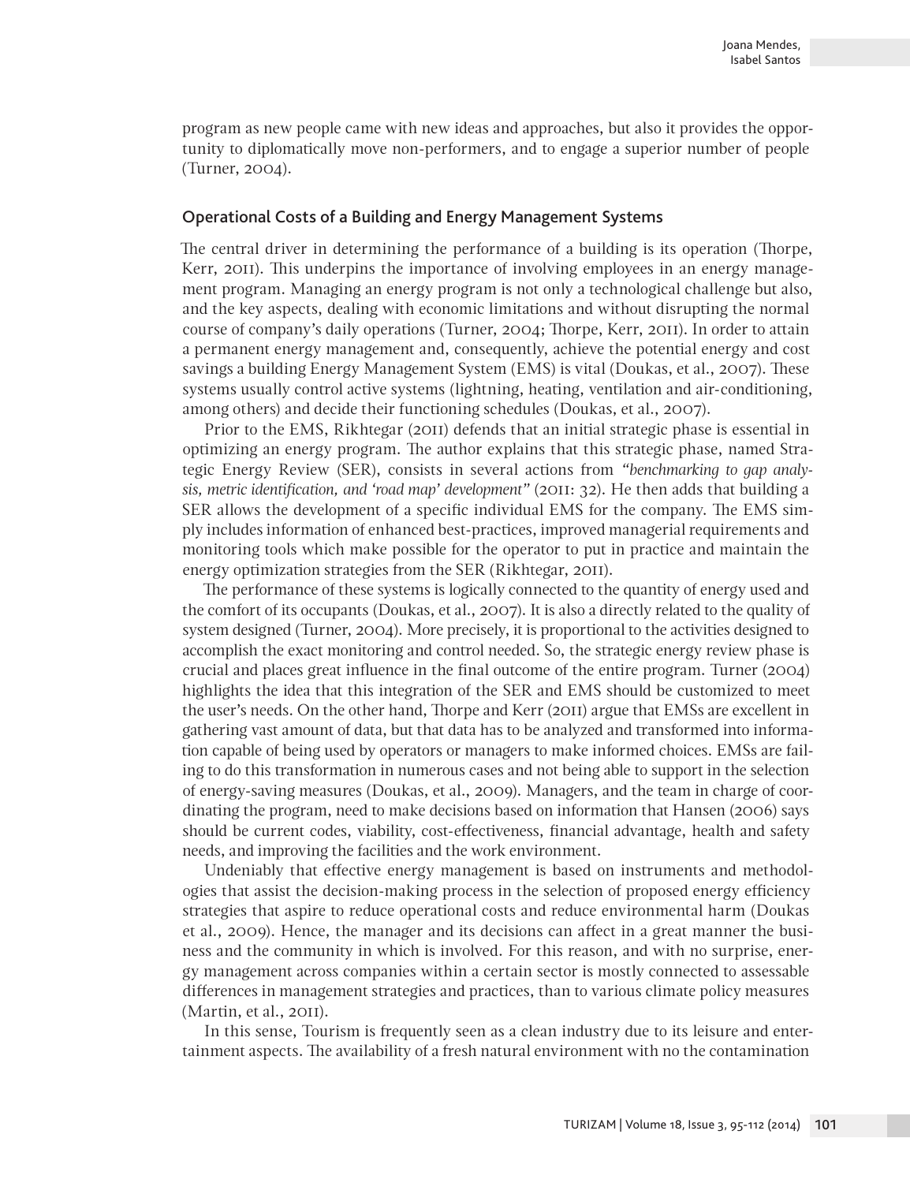program as new people came with new ideas and approaches, but also it provides the opportunity to diplomatically move non-performers, and to engage a superior number of people (Turner, 2004).

### Operational Costs of a Building and Energy Management Systems

The central driver in determining the performance of a building is its operation (Thorpe, Kerr, 2011). This underpins the importance of involving employees in an energy management program. Managing an energy program is not only a technological challenge but also, and the key aspects, dealing with economic limitations and without disrupting the normal course of company's daily operations (Turner, 2004; Thorpe, Kerr, 2011). In order to attain a permanent energy management and, consequently, achieve the potential energy and cost savings a building Energy Management System (EMS) is vital (Doukas, et al., 2007). These systems usually control active systems (lightning, heating, ventilation and air-conditioning, among others) and decide their functioning schedules (Doukas, et al., 2007).

Prior to the EMS, Rikhtegar (2011) defends that an initial strategic phase is essential in optimizing an energy program. The author explains that this strategic phase, named Strategic Energy Review (SER), consists in several actions from *"benchmarking to gap analysis, metric identification, and 'road map' development"* (2011: 32). He then adds that building a SER allows the development of a specific individual EMS for the company. The EMS simply includes information of enhanced best-practices, improved managerial requirements and monitoring tools which make possible for the operator to put in practice and maintain the energy optimization strategies from the SER (Rikhtegar, 2011).

The performance of these systems is logically connected to the quantity of energy used and the comfort of its occupants (Doukas, et al., 2007). It is also a directly related to the quality of system designed (Turner, 2004). More precisely, it is proportional to the activities designed to accomplish the exact monitoring and control needed. So, the strategic energy review phase is crucial and places great influence in the final outcome of the entire program. Turner (2004) highlights the idea that this integration of the SER and EMS should be customized to meet the user's needs. On the other hand, Thorpe and Kerr (2011) argue that EMSs are excellent in gathering vast amount of data, but that data has to be analyzed and transformed into information capable of being used by operators or managers to make informed choices. EMSs are failing to do this transformation in numerous cases and not being able to support in the selection of energy-saving measures (Doukas, et al., 2009). Managers, and the team in charge of coordinating the program, need to make decisions based on information that Hansen (2006) says should be current codes, viability, cost-effectiveness, financial advantage, health and safety needs, and improving the facilities and the work environment.

Undeniably that effective energy management is based on instruments and methodologies that assist the decision-making process in the selection of proposed energy efficiency strategies that aspire to reduce operational costs and reduce environmental harm (Doukas et al., 2009). Hence, the manager and its decisions can affect in a great manner the business and the community in which is involved. For this reason, and with no surprise, energy management across companies within a certain sector is mostly connected to assessable differences in management strategies and practices, than to various climate policy measures (Martin, et al., 2011).

In this sense, Tourism is frequently seen as a clean industry due to its leisure and entertainment aspects. The availability of a fresh natural environment with no the contamination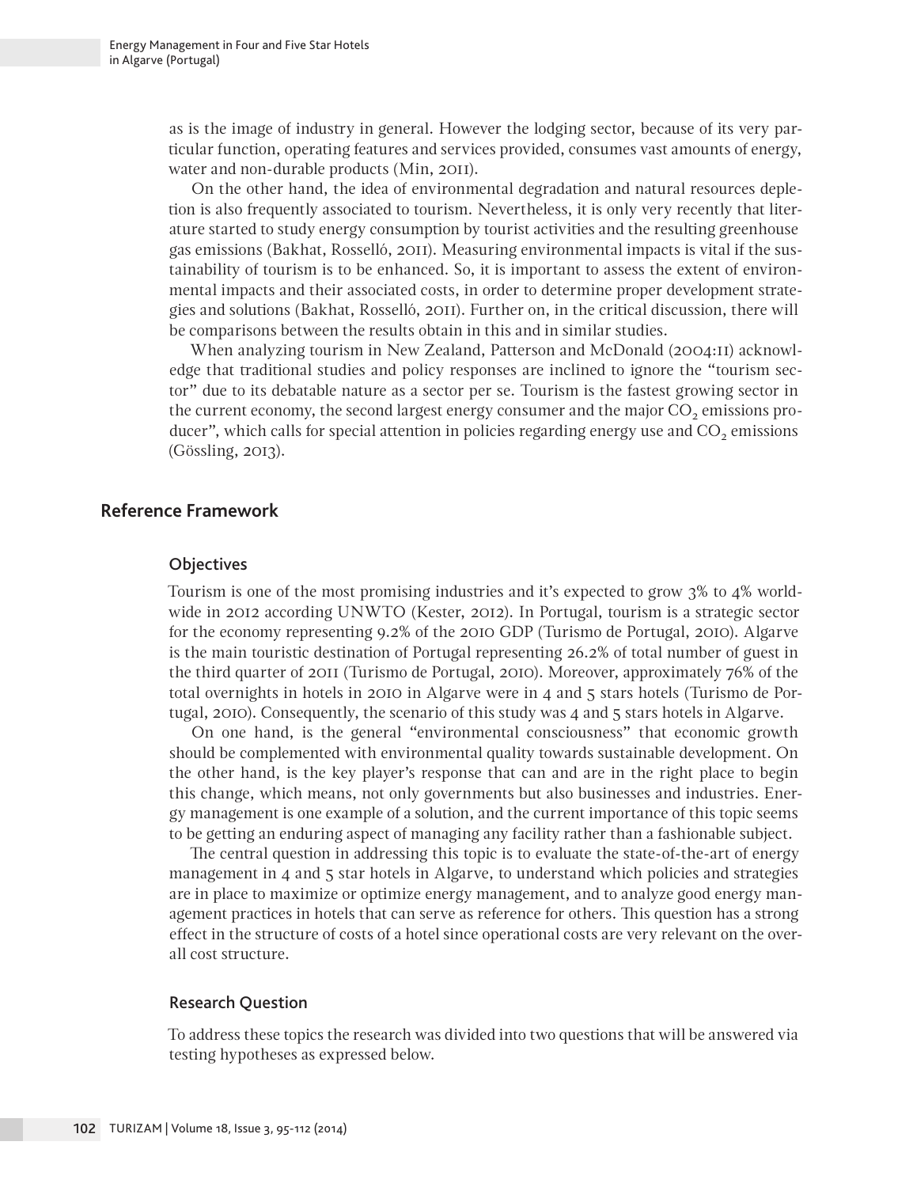as is the image of industry in general. However the lodging sector, because of its very particular function, operating features and services provided, consumes vast amounts of energy, water and non-durable products (Min, 2011).

On the other hand, the idea of environmental degradation and natural resources depletion is also frequently associated to tourism. Nevertheless, it is only very recently that literature started to study energy consumption by tourist activities and the resulting greenhouse gas emissions (Bakhat, Rosselló, 2011). Measuring environmental impacts is vital if the sustainability of tourism is to be enhanced. So, it is important to assess the extent of environmental impacts and their associated costs, in order to determine proper development strategies and solutions (Bakhat, Rosselló, 2011). Further on, in the critical discussion, there will be comparisons between the results obtain in this and in similar studies.

When analyzing tourism in New Zealand, Patterson and McDonald (2004:11) acknowledge that traditional studies and policy responses are inclined to ignore the "tourism sector" due to its debatable nature as a sector per se. Tourism is the fastest growing sector in the current economy, the second largest energy consumer and the major $CO_2$ emissions producer", which calls for special attention in policies regarding energy use and $CO_2$ emissions (Gössling, 2013).

## Reference Framework

### Objectives

Tourism is one of the most promising industries and it's expected to grow 3% to 4% worldwide in 2012 according UNWTO (Kester, 2012). In Portugal, tourism is a strategic sector for the economy representing 9.2% of the 2010 GDP (Turismo de Portugal, 2010). Algarve is the main touristic destination of Portugal representing 26.2% of total number of guest in the third quarter of 2011 (Turismo de Portugal, 2010). Moreover, approximately 76% of the total overnights in hotels in 2010 in Algarve were in 4 and 5 stars hotels (Turismo de Portugal, 2010). Consequently, the scenario of this study was 4 and 5 stars hotels in Algarve.

On one hand, is the general "environmental consciousness" that economic growth should be complemented with environmental quality towards sustainable development. On the other hand, is the key player's response that can and are in the right place to begin this change, which means, not only governments but also businesses and industries. Energy management is one example of a solution, and the current importance of this topic seems to be getting an enduring aspect of managing any facility rather than a fashionable subject.

The central question in addressing this topic is to evaluate the state-of-the-art of energy management in 4 and 5 star hotels in Algarve, to understand which policies and strategies are in place to maximize or optimize energy management, and to analyze good energy management practices in hotels that can serve as reference for others. This question has a strong effect in the structure of costs of a hotel since operational costs are very relevant on the overall cost structure.

### Research Question

To address these topics the research was divided into two questions that will be answered via testing hypotheses as expressed below.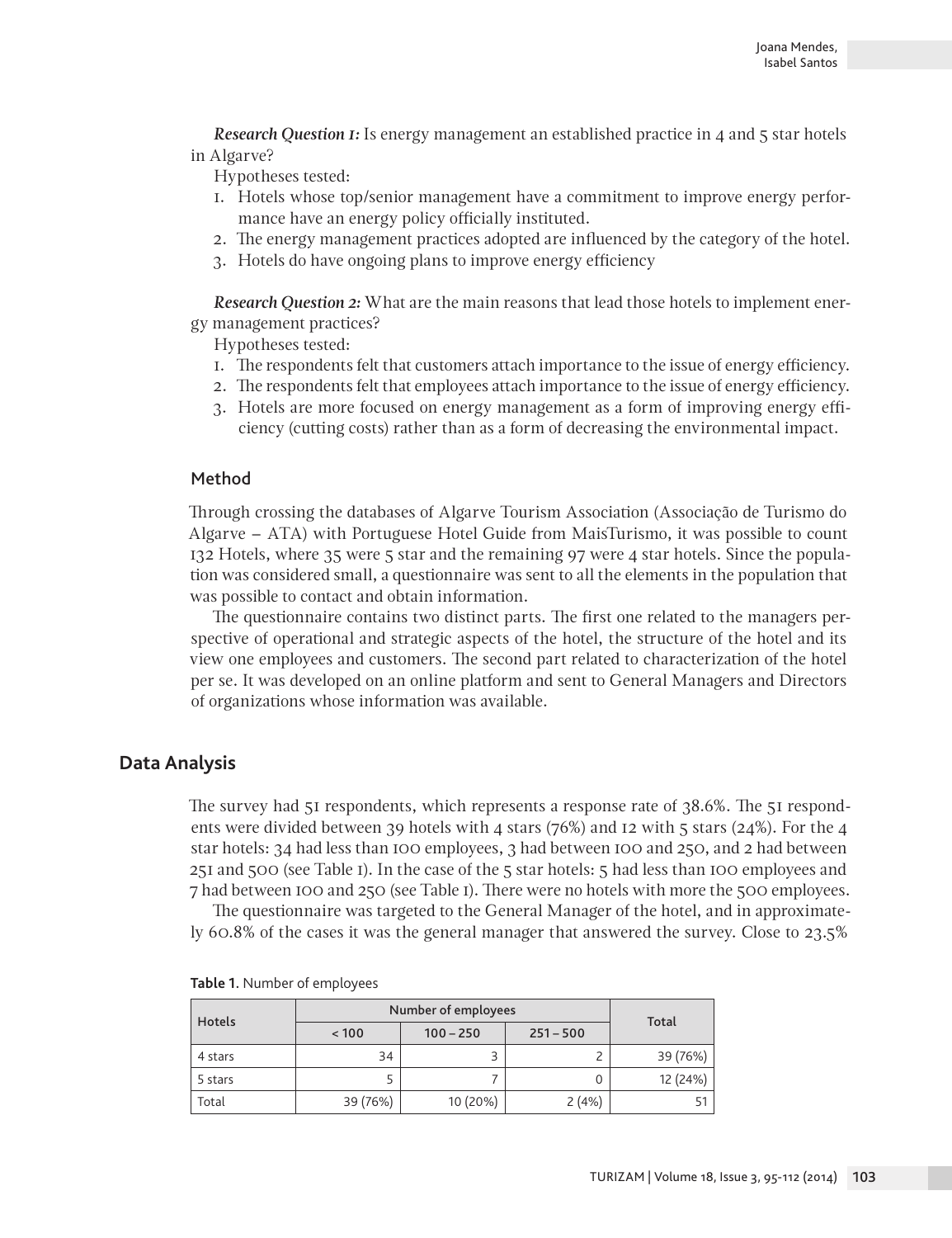*Research Question 1:* Is energy management an established practice in 4 and 5 star hotels in Algarve?

Hypotheses tested:

1. Hotels whose top/senior management have a commitment to improve energy performance have an energy policy officially instituted.
2. The energy management practices adopted are influenced by the category of the hotel.
3. Hotels do have ongoing plans to improve energy efficiency

*Research Question 2:* What are the main reasons that lead those hotels to implement energy management practices?

Hypotheses tested:

1. The respondents felt that customers attach importance to the issue of energy efficiency.
2. The respondents felt that employees attach importance to the issue of energy efficiency.
3. Hotels are more focused on energy management as a form of improving energy efficiency (cutting costs) rather than as a form of decreasing the environmental impact.

### Method

Through crossing the databases of Algarve Tourism Association (Associação de Turismo do Algarve – ATA) with Portuguese Hotel Guide from MaisTurismo, it was possible to count 132 Hotels, where 35 were 5 star and the remaining 97 were 4 star hotels. Since the population was considered small, a questionnaire was sent to all the elements in the population that was possible to contact and obtain information.

The questionnaire contains two distinct parts. The first one related to the managers perspective of operational and strategic aspects of the hotel, the structure of the hotel and its view one employees and customers. The second part related to characterization of the hotel per se. It was developed on an online platform and sent to General Managers and Directors of organizations whose information was available.

## Data Analysis

The survey had 51 respondents, which represents a response rate of 38.6%. The 51 respondents were divided between 39 hotels with 4 stars (76%) and 12 with 5 stars (24%). For the 4 star hotels: 34 had less than 100 employees, 3 had between 100 and 250, and 2 had between 251 and 500 (see Table 1). In the case of the 5 star hotels: 5 had less than 100 employees and 7 had between 100 and 250 (see Table 1). There were no hotels with more the 500 employees.

The questionnaire was targeted to the General Manager of the hotel, and in approximately 60.8% of the cases it was the general manager that answered the survey. Close to 23.5%

**Table 1.** Number of employees

| Hotels | Number of employees | | | Total |
|---|---|---|---|---|
| | < 100 | 100 – 250 | 251 – 500 | |
| 4 stars | 34 | 3 | 2 | 39 (76%) |
| 5 stars | 5 | 7 | 0 | 12 (24%) |
| Total | 39 (76%) | 10 (20%) | 2 (4%) | 51 |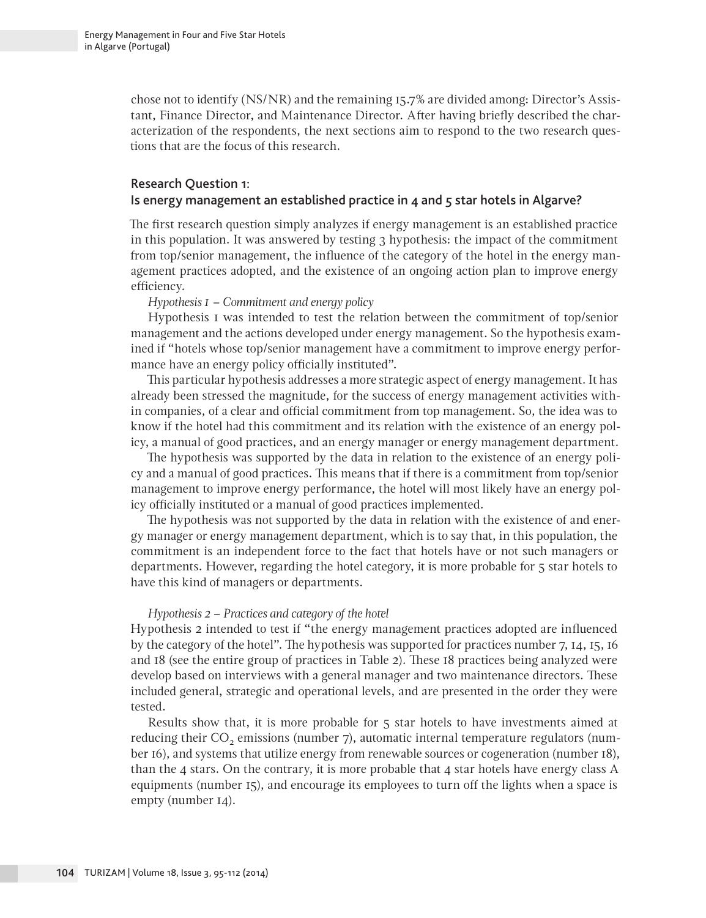chose not to identify (NS/NR) and the remaining 15.7% are divided among: Director's Assistant, Finance Director, and Maintenance Director. After having briefly described the characterization of the respondents, the next sections aim to respond to the two research questions that are the focus of this research.

### Research Question 1: Is energy management an established practice in 4 and 5 star hotels in Algarve?

The first research question simply analyzes if energy management is an established practice in this population. It was answered by testing 3 hypothesis: the impact of the commitment from top/senior management, the influence of the category of the hotel in the energy management practices adopted, and the existence of an ongoing action plan to improve energy efficiency.

*Hypothesis 1 – Commitment and energy policy*

Hypothesis 1 was intended to test the relation between the commitment of top/senior management and the actions developed under energy management. So the hypothesis examined if "hotels whose top/senior management have a commitment to improve energy performance have an energy policy officially instituted".

This particular hypothesis addresses a more strategic aspect of energy management. It has already been stressed the magnitude, for the success of energy management activities within companies, of a clear and official commitment from top management. So, the idea was to know if the hotel had this commitment and its relation with the existence of an energy policy, a manual of good practices, and an energy manager or energy management department.

The hypothesis was supported by the data in relation to the existence of an energy policy and a manual of good practices. This means that if there is a commitment from top/senior management to improve energy performance, the hotel will most likely have an energy policy officially instituted or a manual of good practices implemented.

The hypothesis was not supported by the data in relation with the existence of and energy manager or energy management department, which is to say that, in this population, the commitment is an independent force to the fact that hotels have or not such managers or departments. However, regarding the hotel category, it is more probable for 5 star hotels to have this kind of managers or departments.

*Hypothesis 2 – Practices and category of the hotel*

Hypothesis 2 intended to test if "the energy management practices adopted are influenced by the category of the hotel". The hypothesis was supported for practices number 7, 14, 15, 16 and 18 (see the entire group of practices in Table 2). These 18 practices being analyzed were develop based on interviews with a general manager and two maintenance directors. These included general, strategic and operational levels, and are presented in the order they were tested.

Results show that, it is more probable for 5 star hotels to have investments aimed at reducing their $CO_2$ emissions (number 7), automatic internal temperature regulators (number 16), and systems that utilize energy from renewable sources or cogeneration (number 18), than the 4 stars. On the contrary, it is more probable that 4 star hotels have energy class A equipments (number 15), and encourage its employees to turn off the lights when a space is empty (number 14).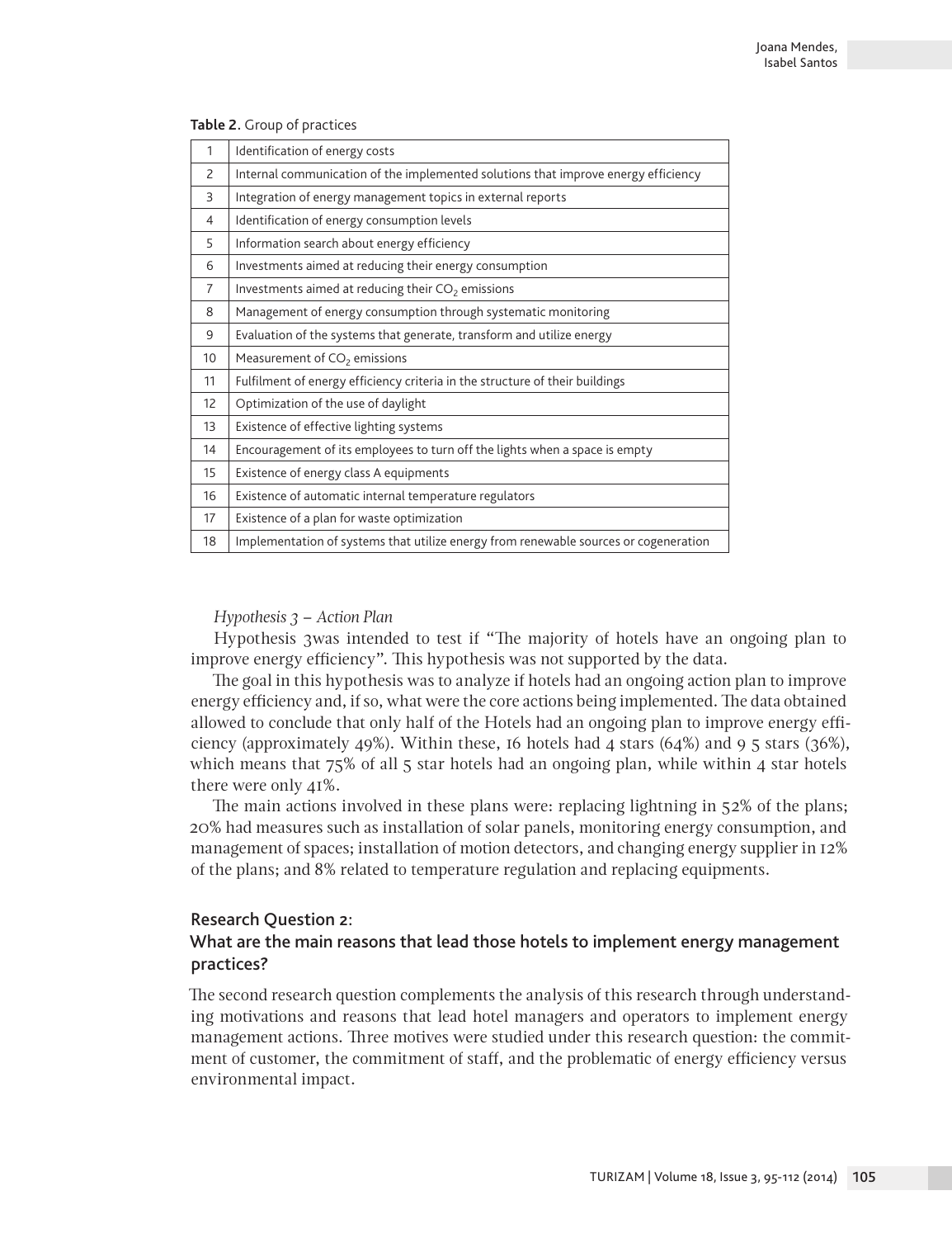**Table 2**. Group of practices

| | |
|---|---|
| 1 | Identification of energy costs |
| 2 | Internal communication of the implemented solutions that improve energy efficiency |
| 3 | Integration of energy management topics in external reports |
| 4 | Identification of energy consumption levels |
| 5 | Information search about energy efficiency |
| 6 | Investments aimed at reducing their energy consumption |
| 7 | Investments aimed at reducing their $CO_2$ emissions |
| 8 | Management of energy consumption through systematic monitoring |
| 9 | Evaluation of the systems that generate, transform and utilize energy |
| 10 | Measurement of $CO_2$ emissions |
| 11 | Fulfilment of energy efficiency criteria in the structure of their buildings |
| 12 | Optimization of the use of daylight |
| 13 | Existence of effective lighting systems |
| 14 | Encouragement of its employees to turn off the lights when a space is empty |
| 15 | Existence of energy class A equipments |
| 16 | Existence of automatic internal temperature regulators |
| 17 | Existence of a plan for waste optimization |
| 18 | Implementation of systems that utilize energy from renewable sources or cogeneration |

*Hypothesis 3 – Action Plan*

Hypothesis 3was intended to test if "The majority of hotels have an ongoing plan to improve energy efficiency". This hypothesis was not supported by the data.

The goal in this hypothesis was to analyze if hotels had an ongoing action plan to improve energy efficiency and, if so, what were the core actions being implemented. The data obtained allowed to conclude that only half of the Hotels had an ongoing plan to improve energy efficiency (approximately 49%). Within these, 16 hotels had 4 stars (64%) and 9 5 stars (36%), which means that 75% of all 5 star hotels had an ongoing plan, while within 4 star hotels there were only 41%.

The main actions involved in these plans were: replacing lightning in 52% of the plans; 20% had measures such as installation of solar panels, monitoring energy consumption, and management of spaces; installation of motion detectors, and changing energy supplier in 12% of the plans; and 8% related to temperature regulation and replacing equipments.

### Research Question 2:
### What are the main reasons that lead those hotels to implement energy management practices?

The second research question complements the analysis of this research through understanding motivations and reasons that lead hotel managers and operators to implement energy management actions. Three motives were studied under this research question: the commitment of customer, the commitment of staff, and the problematic of energy efficiency versus environmental impact.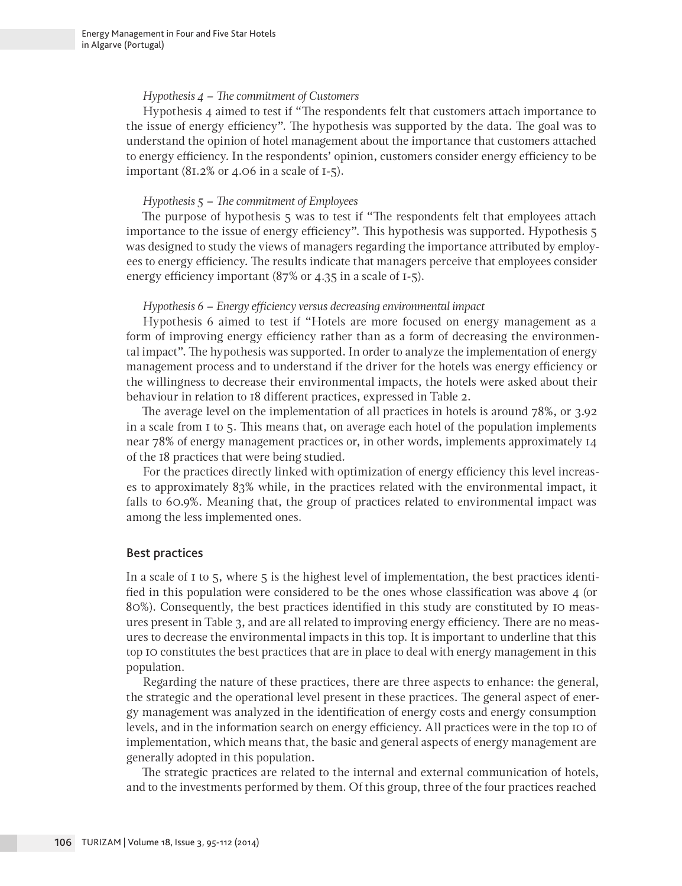*Hypothesis 4 – The commitment of Customers*

Hypothesis 4 aimed to test if "The respondents felt that customers attach importance to the issue of energy efficiency". The hypothesis was supported by the data. The goal was to understand the opinion of hotel management about the importance that customers attached to energy efficiency. In the respondents' opinion, customers consider energy efficiency to be important (81.2% or 4.06 in a scale of 1-5).

*Hypothesis 5 – The commitment of Employees*

The purpose of hypothesis 5 was to test if "The respondents felt that employees attach importance to the issue of energy efficiency". This hypothesis was supported. Hypothesis 5 was designed to study the views of managers regarding the importance attributed by employees to energy efficiency. The results indicate that managers perceive that employees consider energy efficiency important (87% or 4.35 in a scale of 1-5).

*Hypothesis 6 – Energy efficiency versus decreasing environmental impact*

Hypothesis 6 aimed to test if "Hotels are more focused on energy management as a form of improving energy efficiency rather than as a form of decreasing the environmental impact". The hypothesis was supported. In order to analyze the implementation of energy management process and to understand if the driver for the hotels was energy efficiency or the willingness to decrease their environmental impacts, the hotels were asked about their behaviour in relation to 18 different practices, expressed in Table 2.

The average level on the implementation of all practices in hotels is around 78%, or 3.92 in a scale from 1 to 5. This means that, on average each hotel of the population implements near 78% of energy management practices or, in other words, implements approximately 14 of the 18 practices that were being studied.

For the practices directly linked with optimization of energy efficiency this level increases to approximately 83% while, in the practices related with the environmental impact, it falls to 60.9%. Meaning that, the group of practices related to environmental impact was among the less implemented ones.

## Best practices

In a scale of 1 to 5, where 5 is the highest level of implementation, the best practices identified in this population were considered to be the ones whose classification was above 4 (or 80%). Consequently, the best practices identified in this study are constituted by 10 measures present in Table 3, and are all related to improving energy efficiency. There are no measures to decrease the environmental impacts in this top. It is important to underline that this top 10 constitutes the best practices that are in place to deal with energy management in this population.

Regarding the nature of these practices, there are three aspects to enhance: the general, the strategic and the operational level present in these practices. The general aspect of energy management was analyzed in the identification of energy costs and energy consumption levels, and in the information search on energy efficiency. All practices were in the top 10 of implementation, which means that, the basic and general aspects of energy management are generally adopted in this population.

The strategic practices are related to the internal and external communication of hotels, and to the investments performed by them. Of this group, three of the four practices reached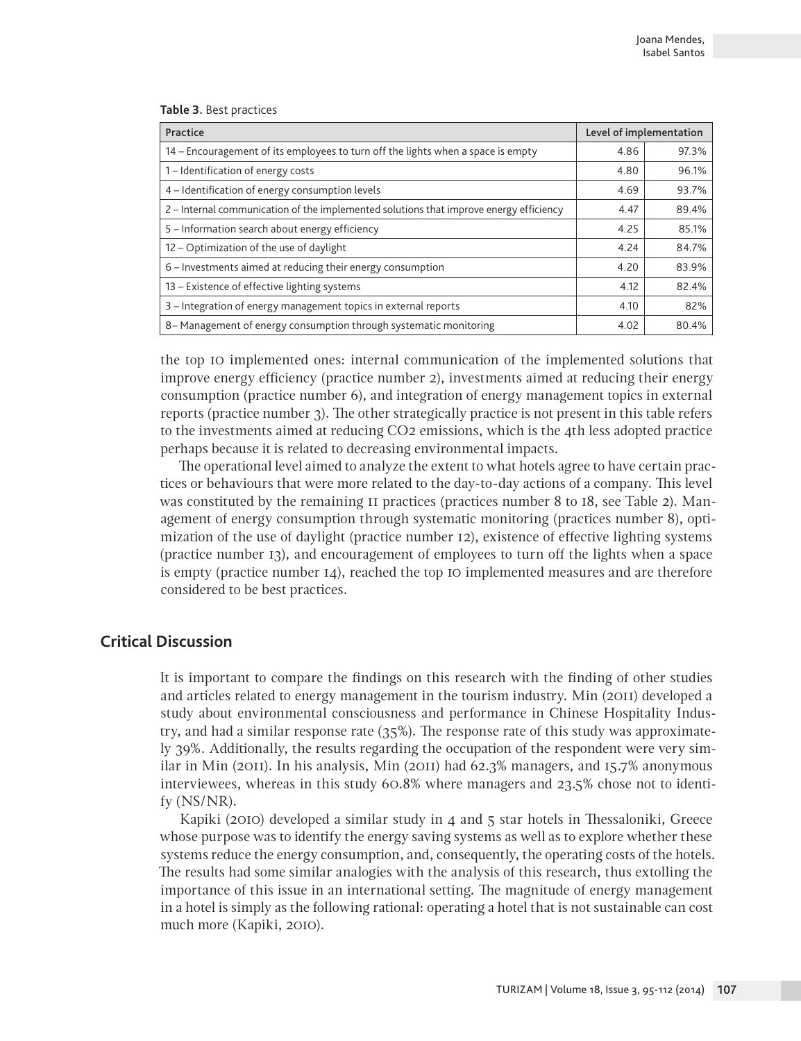**Table 3**. Best practices

| Practice | Level of implementation | |
|---|---|---|
| 14 – Encouragement of its employees to turn off the lights when a space is empty | 4.86 | 97.3% |
| 1 – Identification of energy costs | 4.80 | 96.1% |
| 4 – Identification of energy consumption levels | 4.69 | 93.7% |
| 2 – Internal communication of the implemented solutions that improve energy efficiency | 4.47 | 89.4% |
| 5 – Information search about energy efficiency | 4.25 | 85.1% |
| 12 – Optimization of the use of daylight | 4.24 | 84.7% |
| 6 – Investments aimed at reducing their energy consumption | 4.20 | 83.9% |
| 13 – Existence of effective lighting systems | 4.12 | 82.4% |
| 3 – Integration of energy management topics in external reports | 4.10 | 82% |
| 8– Management of energy consumption through systematic monitoring | 4.02 | 80.4% |

the top 10 implemented ones: internal communication of the implemented solutions that improve energy efficiency (practice number 2), investments aimed at reducing their energy consumption (practice number 6), and integration of energy management topics in external reports (practice number 3). The other strategically practice is not present in this table refers to the investments aimed at reducing $CO_2$ emissions, which is the 4th less adopted practice perhaps because it is related to decreasing environmental impacts.

The operational level aimed to analyze the extent to what hotels agree to have certain practices or behaviours that were more related to the day-to-day actions of a company. This level was constituted by the remaining 11 practices (practices number 8 to 18, see Table 2). Management of energy consumption through systematic monitoring (practices number 8), optimization of the use of daylight (practice number 12), existence of effective lighting systems (practice number 13), and encouragement of employees to turn off the lights when a space is empty (practice number 14), reached the top 10 implemented measures and are therefore considered to be best practices.

## Critical Discussion

It is important to compare the findings on this research with the finding of other studies and articles related to energy management in the tourism industry. Min (2011) developed a study about environmental consciousness and performance in Chinese Hospitality Industry, and had a similar response rate (35%). The response rate of this study was approximately 39%. Additionally, the results regarding the occupation of the respondent were very similar in Min (2011). In his analysis, Min (2011) had 62.3% managers, and 15.7% anonymous interviewees, whereas in this study 60.8% where managers and 23.5% chose not to identify (NS/NR).

Kapiki (2010) developed a similar study in 4 and 5 star hotels in Thessaloniki, Greece whose purpose was to identify the energy saving systems as well as to explore whether these systems reduce the energy consumption, and, consequently, the operating costs of the hotels. The results had some similar analogies with the analysis of this research, thus extolling the importance of this issue in an international setting. The magnitude of energy management in a hotel is simply as the following rational: operating a hotel that is not sustainable can cost much more (Kapiki, 2010).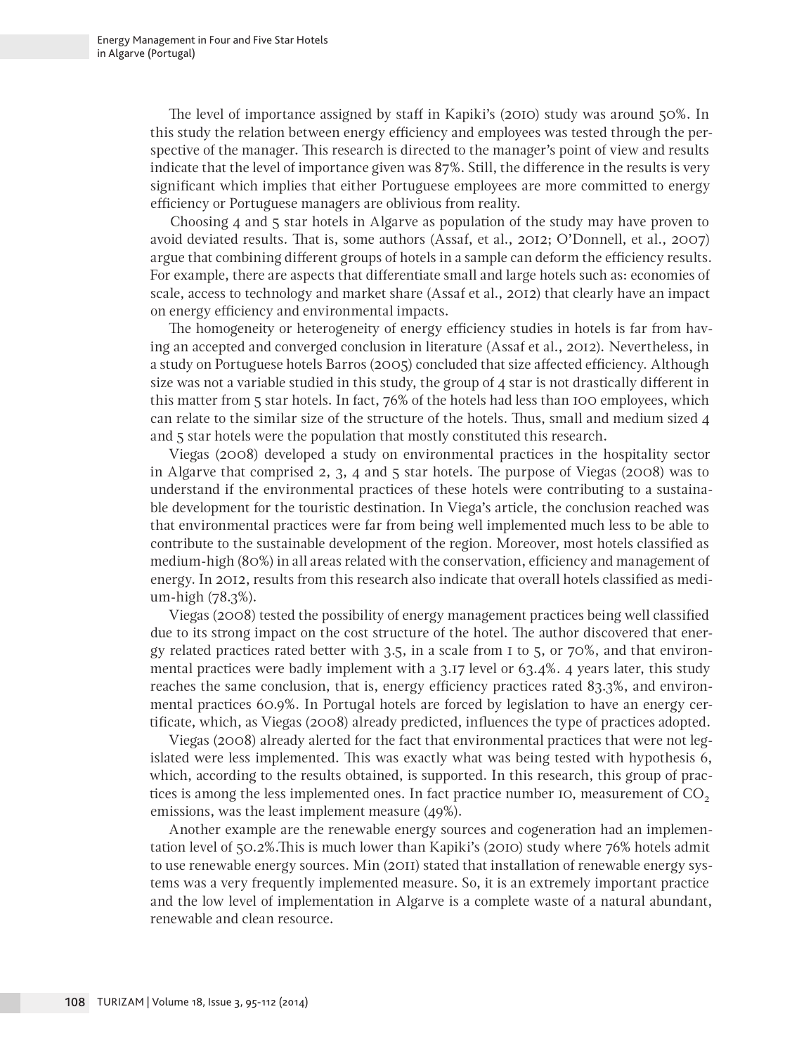The level of importance assigned by staff in Kapiki's (2010) study was around 50%. In this study the relation between energy efficiency and employees was tested through the perspective of the manager. This research is directed to the manager's point of view and results indicate that the level of importance given was 87%. Still, the difference in the results is very significant which implies that either Portuguese employees are more committed to energy efficiency or Portuguese managers are oblivious from reality.

Choosing 4 and 5 star hotels in Algarve as population of the study may have proven to avoid deviated results. That is, some authors (Assaf, et al., 2012; O'Donnell, et al., 2007) argue that combining different groups of hotels in a sample can deform the efficiency results. For example, there are aspects that differentiate small and large hotels such as: economies of scale, access to technology and market share (Assaf et al., 2012) that clearly have an impact on energy efficiency and environmental impacts.

The homogeneity or heterogeneity of energy efficiency studies in hotels is far from having an accepted and converged conclusion in literature (Assaf et al., 2012). Nevertheless, in a study on Portuguese hotels Barros (2005) concluded that size affected efficiency. Although size was not a variable studied in this study, the group of 4 star is not drastically different in this matter from 5 star hotels. In fact, 76% of the hotels had less than 100 employees, which can relate to the similar size of the structure of the hotels. Thus, small and medium sized 4 and 5 star hotels were the population that mostly constituted this research.

Viegas (2008) developed a study on environmental practices in the hospitality sector in Algarve that comprised 2, 3, 4 and 5 star hotels. The purpose of Viegas (2008) was to understand if the environmental practices of these hotels were contributing to a sustainable development for the touristic destination. In Viega's article, the conclusion reached was that environmental practices were far from being well implemented much less to be able to contribute to the sustainable development of the region. Moreover, most hotels classified as medium-high (80%) in all areas related with the conservation, efficiency and management of energy. In 2012, results from this research also indicate that overall hotels classified as medium-high (78.3%).

Viegas (2008) tested the possibility of energy management practices being well classified due to its strong impact on the cost structure of the hotel. The author discovered that energy related practices rated better with 3.5, in a scale from 1 to 5, or 70%, and that environmental practices were badly implement with a 3.17 level or 63.4%. 4 years later, this study reaches the same conclusion, that is, energy efficiency practices rated 83.3%, and environmental practices 60.9%. In Portugal hotels are forced by legislation to have an energy certificate, which, as Viegas (2008) already predicted, influences the type of practices adopted.

Viegas (2008) already alerted for the fact that environmental practices that were not legislated were less implemented. This was exactly what was being tested with hypothesis 6, which, according to the results obtained, is supported. In this research, this group of practices is among the less implemented ones. In fact practice number 10, measurement of $CO_2$ emissions, was the least implement measure (49%).

Another example are the renewable energy sources and cogeneration had an implementation level of 50.2%.This is much lower than Kapiki's (2010) study where 76% hotels admit to use renewable energy sources. Min (2011) stated that installation of renewable energy systems was a very frequently implemented measure. So, it is an extremely important practice and the low level of implementation in Algarve is a complete waste of a natural abundant, renewable and clean resource.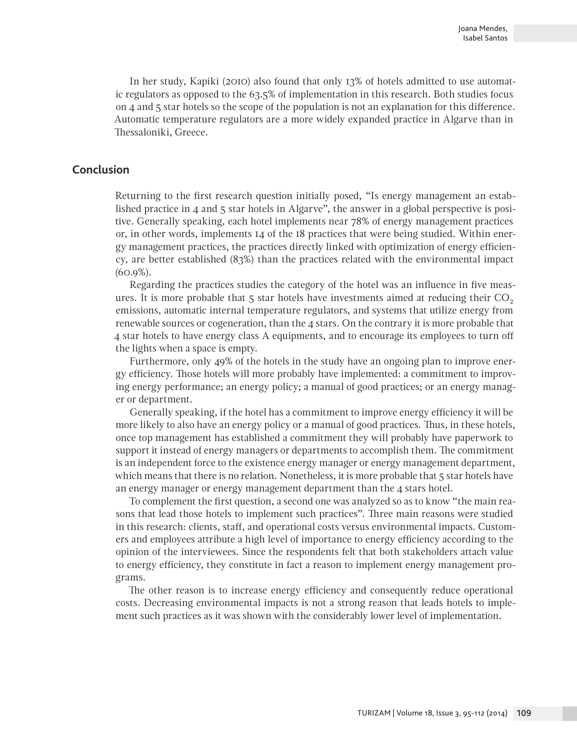In her study, Kapiki (2010) also found that only 13% of hotels admitted to use automatic regulators as opposed to the 63.5% of implementation in this research. Both studies focus on 4 and 5 star hotels so the scope of the population is not an explanation for this difference. Automatic temperature regulators are a more widely expanded practice in Algarve than in Thessaloniki, Greece.

## Conclusion

Returning to the first research question initially posed, "Is energy management an established practice in 4 and 5 star hotels in Algarve", the answer in a global perspective is positive. Generally speaking, each hotel implements near 78% of energy management practices or, in other words, implements 14 of the 18 practices that were being studied. Within energy management practices, the practices directly linked with optimization of energy efficiency, are better established (83%) than the practices related with the environmental impact (60.9%).

Regarding the practices studies the category of the hotel was an influence in five measures. It is more probable that 5 star hotels have investments aimed at reducing their $CO_2$ emissions, automatic internal temperature regulators, and systems that utilize energy from renewable sources or cogeneration, than the 4 stars. On the contrary it is more probable that 4 star hotels to have energy class A equipments, and to encourage its employees to turn off the lights when a space is empty.

Furthermore, only 49% of the hotels in the study have an ongoing plan to improve energy efficiency. Those hotels will more probably have implemented: a commitment to improving energy performance; an energy policy; a manual of good practices; or an energy manager or department.

Generally speaking, if the hotel has a commitment to improve energy efficiency it will be more likely to also have an energy policy or a manual of good practices. Thus, in these hotels, once top management has established a commitment they will probably have paperwork to support it instead of energy managers or departments to accomplish them. The commitment is an independent force to the existence energy manager or energy management department, which means that there is no relation. Nonetheless, it is more probable that 5 star hotels have an energy manager or energy management department than the 4 stars hotel.

To complement the first question, a second one was analyzed so as to know "the main reasons that lead those hotels to implement such practices". Three main reasons were studied in this research: clients, staff, and operational costs versus environmental impacts. Customers and employees attribute a high level of importance to energy efficiency according to the opinion of the interviewees. Since the respondents felt that both stakeholders attach value to energy efficiency, they constitute in fact a reason to implement energy management programs.

The other reason is to increase energy efficiency and consequently reduce operational costs. Decreasing environmental impacts is not a strong reason that leads hotels to implement such practices as it was shown with the considerably lower level of implementation.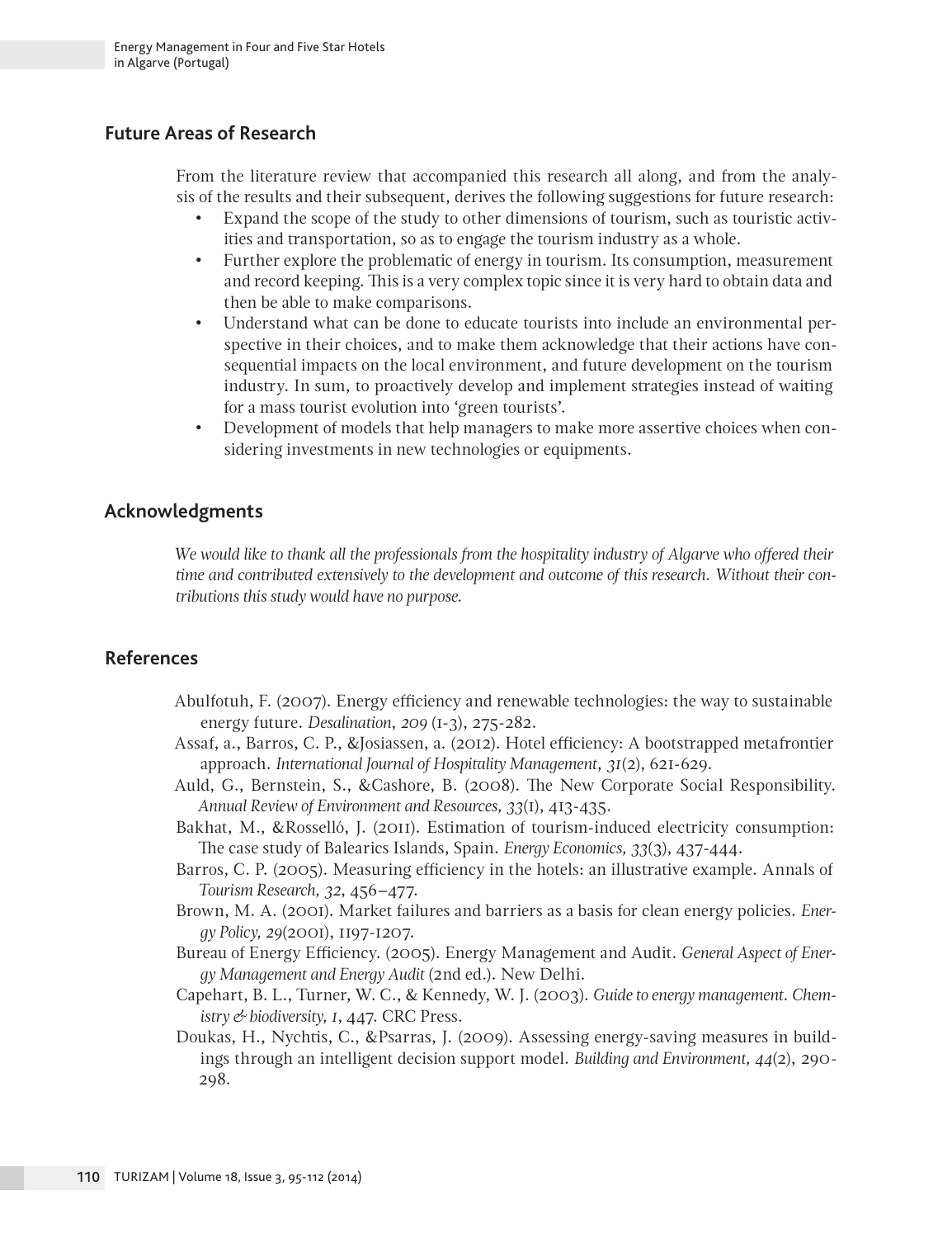## Future Areas of Research

From the literature review that accompanied this research all along, and from the analysis of the results and their subsequent, derives the following suggestions for future research:

- Expand the scope of the study to other dimensions of tourism, such as touristic activities and transportation, so as to engage the tourism industry as a whole.
- Further explore the problematic of energy in tourism. Its consumption, measurement and record keeping. This is a very complex topic since it is very hard to obtain data and then be able to make comparisons.
- Understand what can be done to educate tourists into include an environmental perspective in their choices, and to make them acknowledge that their actions have consequential impacts on the local environment, and future development on the tourism industry. In sum, to proactively develop and implement strategies instead of waiting for a mass tourist evolution into 'green tourists'.
- Development of models that help managers to make more assertive choices when considering investments in new technologies or equipments.

## Acknowledgments

*We would like to thank all the professionals from the hospitality industry of Algarve who offered their time and contributed extensively to the development and outcome of this research. Without their contributions this study would have no purpose.*

## References

Abulfotuh, F. (2007). Energy efficiency and renewable technologies: the way to sustainable energy future. *Desalination, 209* (1-3), 275-282.

Assaf, a., Barros, C. P., &Josiassen, a. (2012). Hotel efficiency: A bootstrapped metafrontier approach. *International Journal of Hospitality Management, 31*(2), 621-629.

Auld, G., Bernstein, S., &Cashore, B. (2008). The New Corporate Social Responsibility. *Annual Review of Environment and Resources, 33*(1), 413-435.

Bakhat, M., &Rosselló, J. (2011). Estimation of tourism-induced electricity consumption: The case study of Balearics Islands, Spain. *Energy Economics, 33*(3), 437-444.

Barros, C. P. (2005). Measuring efficiency in the hotels: an illustrative example. Annals of *Tourism Research, 32*, 456–477.

Brown, M. A. (2001). Market failures and barriers as a basis for clean energy policies. *Energy Policy, 29*(2001), 1197-1207.

Bureau of Energy Efficiency. (2005). Energy Management and Audit. *General Aspect of Energy Management and Energy Audit* (2nd ed.). New Delhi.

Capehart, B. L., Turner, W. C., & Kennedy, W. J. (2003). *Guide to energy management. Chemistry & biodiversity, 1*, 447. CRC Press.

Doukas, H., Nychtis, C., &Psarras, J. (2009). Assessing energy-saving measures in buildings through an intelligent decision support model. *Building and Environment, 44*(2), 290-298.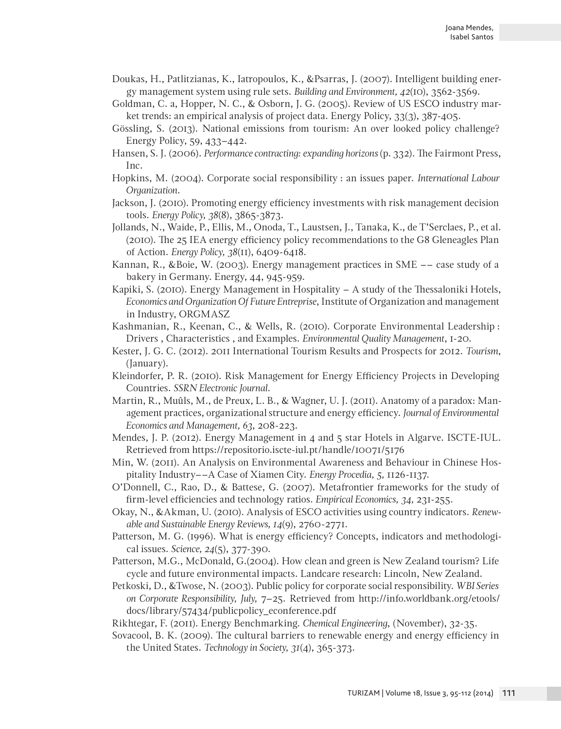Doukas, H., Patlitzianas, K., Iatropoulos, K., &Psarras, J. (2007). Intelligent building energy management system using rule sets. *Building and Environment, 42*(10), 3562-3569.

Goldman, C. a, Hopper, N. C., & Osborn, J. G. (2005). Review of US ESCO industry market trends: an empirical analysis of project data. Energy Policy, 33(3), 387-405.

Gössling, S. (2013). National emissions from tourism: An over looked policy challenge? Energy Policy, 59, 433–442.

Hansen, S. J. (2006). *Performance contracting: expanding horizons* (p. 332). The Fairmont Press, Inc.

Hopkins, M. (2004). Corporate social responsibility : an issues paper. *International Labour Organization*.

Jackson, J. (2010). Promoting energy efficiency investments with risk management decision tools. *Energy Policy, 38*(8), 3865-3873.

Jollands, N., Waide, P., Ellis, M., Onoda, T., Laustsen, J., Tanaka, K., de T'Serclaes, P., et al. (2010). The 25 IEA energy efficiency policy recommendations to the G8 Gleneagles Plan of Action. *Energy Policy, 38*(11), 6409-6418.

Kannan, R., &Boie, W. (2003). Energy management practices in SME –– case study of a bakery in Germany. Energy, 44, 945-959.

Kapiki, S. (2010). Energy Management in Hospitality – A study of the Thessaloniki Hotels, *Economics and Organization Of Future Entreprise*, Institute of Organization and management in Industry, ORGMASZ

Kashmanian, R., Keenan, C., & Wells, R. (2010). Corporate Environmental Leadership : Drivers , Characteristics , and Examples. *Environmental Quality Management*, 1-20.

Kester, J. G. C. (2012). 2011 International Tourism Results and Prospects for 2012. *Tourism*, (January).

Kleindorfer, P. R. (2010). Risk Management for Energy Efficiency Projects in Developing Countries. *SSRN Electronic Journal*.

Martin, R., Muûls, M., de Preux, L. B., & Wagner, U. J. (2011). Anatomy of a paradox: Management practices, organizational structure and energy efficiency. *Journal of Environmental Economics and Management, 63*, 208-223.

Mendes, J. P. (2012). Energy Management in 4 and 5 star Hotels in Algarve. ISCTE-IUL. Retrieved from https://repositorio.iscte-iul.pt/handle/10071/5176

Min, W. (2011). An Analysis on Environmental Awareness and Behaviour in Chinese Hospitality Industry––A Case of Xiamen City. *Energy Procedia, 5,* 1126-1137.

O'Donnell, C., Rao, D., & Battese, G. (2007). Metafrontier frameworks for the study of firm-level efficiencies and technology ratios. *Empirical Economics, 34,* 231-255.

Okay, N., &Akman, U. (2010). Analysis of ESCO activities using country indicators. *Renewable and Sustainable Energy Reviews, 14*(9), 2760-2771.

Patterson, M. G. (1996). What is energy efficiency? Concepts, indicators and methodological issues. *Science, 24*(5), 377-390.

Patterson, M.G., McDonald, G.(2004). How clean and green is New Zealand tourism? Life cycle and future environmental impacts. Landcare research: Lincoln, New Zealand.

Petkoski, D., &Twose, N. (2003). Public policy for corporate social responsibility. *WBI Series on Corporate Responsibility, July,* 7–25. Retrieved from http://info.worldbank.org/etools/docs/library/57434/publicpolicy_econference.pdf

Rikhtegar, F. (2011). Energy Benchmarking. *Chemical Engineering*, (November), 32-35.

Sovacool, B. K. (2009). The cultural barriers to renewable energy and energy efficiency in the United States. *Technology in Society, 31*(4), 365-373.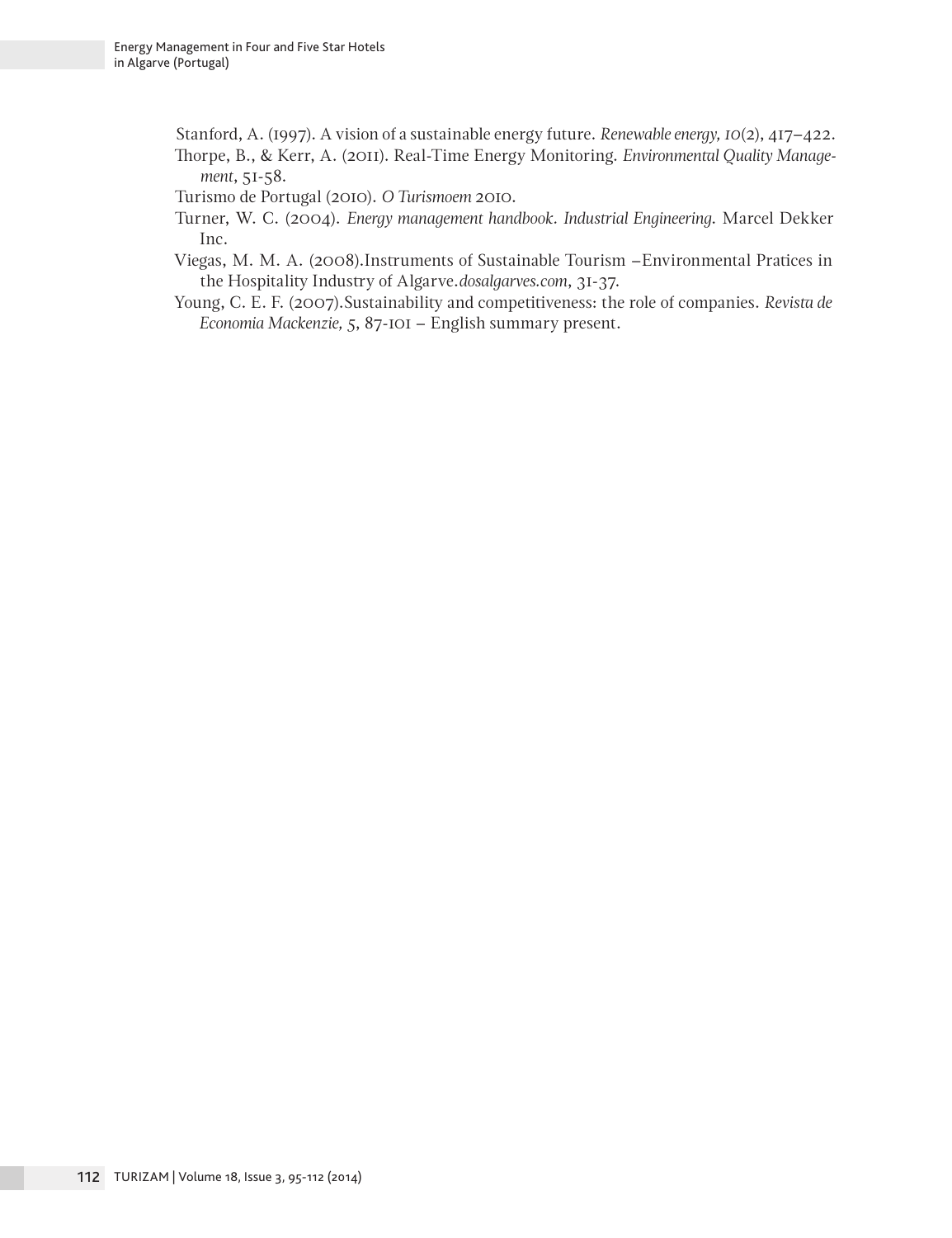Stanford, A. (1997). A vision of a sustainable energy future. *Renewable energy, 10*(2), 417–422.

Thorpe, B., & Kerr, A. (2011). Real-Time Energy Monitoring. *Environmental Quality Management*, 51-58.

Turismo de Portugal (2010). *O Turismoem* 2010.

Turner, W. C. (2004). *Energy management handbook. Industrial Engineering.* Marcel Dekker Inc.

Viegas, M. M. A. (2008).Instruments of Sustainable Tourism –Environmental Pratices in the Hospitality Industry of Algarve.*dosalgarves.com*, 31-37.

Young, C. E. F. (2007).Sustainability and competitiveness: the role of companies. *Revista de Economia Mackenzie, 5*, 87-101 – English summary present.